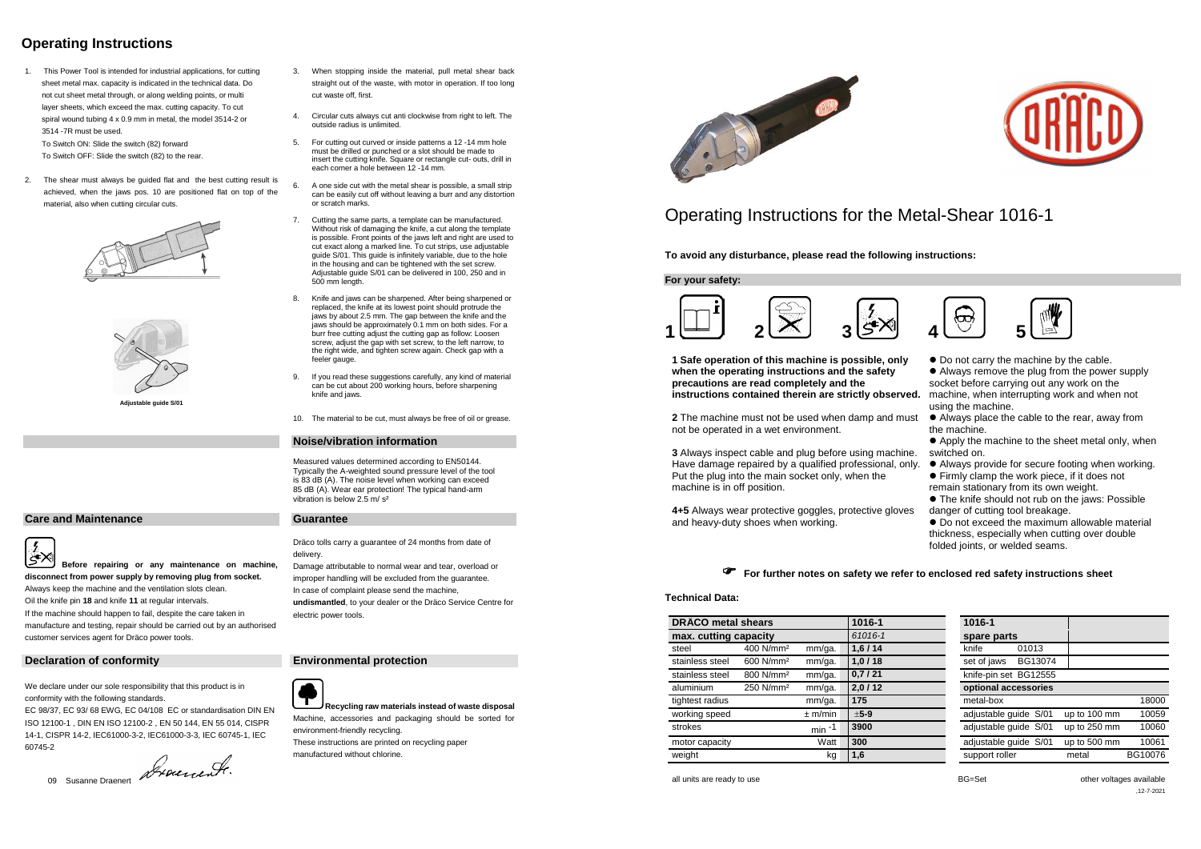# Operating Instructions

1. This Power Tool is intended for industrial applications, for cutting sheet metal max. capacity is indicated in the technical data. Do not cut sheet metal through, or along welding points, or multi layer sheets, which exceed the max. cutting capacity. To cut spiral wound tubing 4 x 0.9 mm in metal, the model 3514-2 or 3514 -7R must be used.
   To Switch ON: Slide the switch (82) forward
   To Switch OFF: Slide the switch (82) to the rear.
2. The shear must always be guided flat and the best cutting result is achieved, when the jaws pos. 10 are positioned flat on top of the material, also when cutting circular cuts.

Adjustable guide S/01

3. When stopping inside the material, pull metal shear back straight out of the waste, with motor in operation. If too long cut waste off, first.
4. Circular cuts always cut anti clockwise from right to left. The outside radius is unlimited.
5. For cutting out curved or inside patterns a 12 -14 mm hole must be drilled or punched or a slot should be made to insert the cutting knife. Square or rectangle cut- outs, drill in each corner a hole between 12 -14 mm.
6. A one side cut with the metal shear is possible, a small strip can be easily cut off without leaving a burr and any distortion or scratch marks.
7. Cutting the same parts, a template can be manufactured. Without risk of damaging the knife, a cut along the template is possible. Front points of the jaws left and right are used to cut exact along a marked line. To cut strips, use adjustable guide S/01. This guide is infinitely variable, due to the hole in the housing and can be tightened with the set screw. Adjustable guide S/01 can be delivered in 100, 250 and in 500 mm length.
8. Knife and jaws can be sharpened. After being sharpened or replaced, the knife at its lowest point should protrude the jaws by about 2.5 mm. The gap between the knife and the jaws should be approximately 0.1 mm on both sides. For a burr free cutting adjust the cutting gap as follow: Loosen screw, adjust the gap with set screw, to the left narrow, to the right wide, and tighten screw again. Check gap with a feeler gauge.
9. If you read these suggestions carefully, any kind of material can be cut about 200 working hours, before sharpening knife and jaws.
10. The material to be cut, must always be free of oil or grease.

## Noise/vibration information

Measured values determined according to EN50144. Typically the A-weighted sound pressure level of the tool is 83 dB (A). The noise level when working can exceed 85 dB (A). Wear ear protection! The typical hand-arm vibration is below 2.5 m/ s²

## Care and Maintenance

**Before repairing or any maintenance on machine, disconnect from power supply by removing plug from socket.**
Always keep the machine and the ventilation slots clean.
Oil the knife pin **18** and knife **11** at regular intervals.
If the machine should happen to fail, despite the care taken in manufacture and testing, repair should be carried out by an authorised customer services agent for Dräco power tools.

## Guarantee

Dräco tolls carry a guarantee of 24 months from date of delivery.
Damage attributable to normal wear and tear, overload or improper handling will be excluded from the guarantee.
In case of complaint please send the machine, **undismantled**, to your dealer or the Dräco Service Centre for electric power tools.

## Declaration of conformity

We declare under our sole responsibility that this product is in conformity with the following standards.
EC 98/37, EC 93/ 68 EWG, EC 04/108 EC or standardisation DIN EN ISO 12100-1 , DIN EN ISO 12100-2 , EN 50 144, EN 55 014, CISPR 14-1, CISPR 14-2, IEC61000-3-2, IEC61000-3-3, IEC 60745-1, IEC 60745-2

09 Susanne Draenert

## Environmental protection

**Recycling raw materials instead of waste disposal**
Machine, accessories and packaging should be sorted for environment-friendly recycling.
These instructions are printed on recycling paper manufactured without chlorine.

# Operating Instructions for the Metal-Shear 1016-1

**To avoid any disturbance, please read the following instructions:**

**For your safety:**

1 2 3 4 5

**1 Safe operation of this machine is possible, only when the operating instructions and the safety precautions are read completely and the instructions contained therein are strictly observed.**

**2** The machine must not be used when damp and must not be operated in a wet environment.

**3** Always inspect cable and plug before using machine. Have damage repaired by a qualified professional, only. Put the plug into the main socket only, when the machine is in off position.

**4+5** Always wear protective goggles, protective gloves and heavy-duty shoes when working.

- Do not carry the machine by the cable.
- Always remove the plug from the power supply socket before carrying out any work on the machine, when interrupting work and when not using the machine.
- Always place the cable to the rear, away from the machine.
- Apply the machine to the sheet metal only, when switched on.
- Always provide for secure footing when working.
- Firmly clamp the work piece, if it does not remain stationary from its own weight.
- The knife should not rub on the jaws: Possible danger of cutting tool breakage.
- Do not exceed the maximum allowable material thickness, especially when cutting over double folded joints, or welded seams.

☞ **For further notes on safety we refer to enclosed red safety instructions sheet**

**Technical Data:**

| DRÄCO metal shears | | | 1016-1 |
|---|---|---|---|
| max. cutting capacity | | | *61016-1* |
| steel | 400 N/mm² | mm/ga. | **1,6 / 14** |
| stainless steel | 600 N/mm² | mm/ga. | **1,0 / 18** |
| stainless steel | 800 N/mm² | mm/ga. | **0,7 / 21** |
| aluminium | 250 N/mm² | mm/ga. | **2,0 / 12** |
| tightest radius | | mm/ga. | **175** |
| working speed | | ± m/min | **±5-9** |
| strokes | | min⁻¹ | **3900** |
| motor capacity | | Watt | **300** |
| weight | | kg | **1,6** |

| 1016-1 | | |
|---|---|---|
| spare parts | | |
| knife 01013 | | |
| set of jaws BG13074 | | |
| knife-pin set BG12555 | | |
| optional accessories | | |
| metal-box | | 18000 |
| adjustable guide S/01 | up to 100 mm | 10059 |
| adjustable guide S/01 | up to 250 mm | 10060 |
| adjustable guide S/01 | up to 500 mm | 10061 |
| support roller | metal | BG10076 |

all units are ready to use    BG=Set    other voltages available

,12-7-2021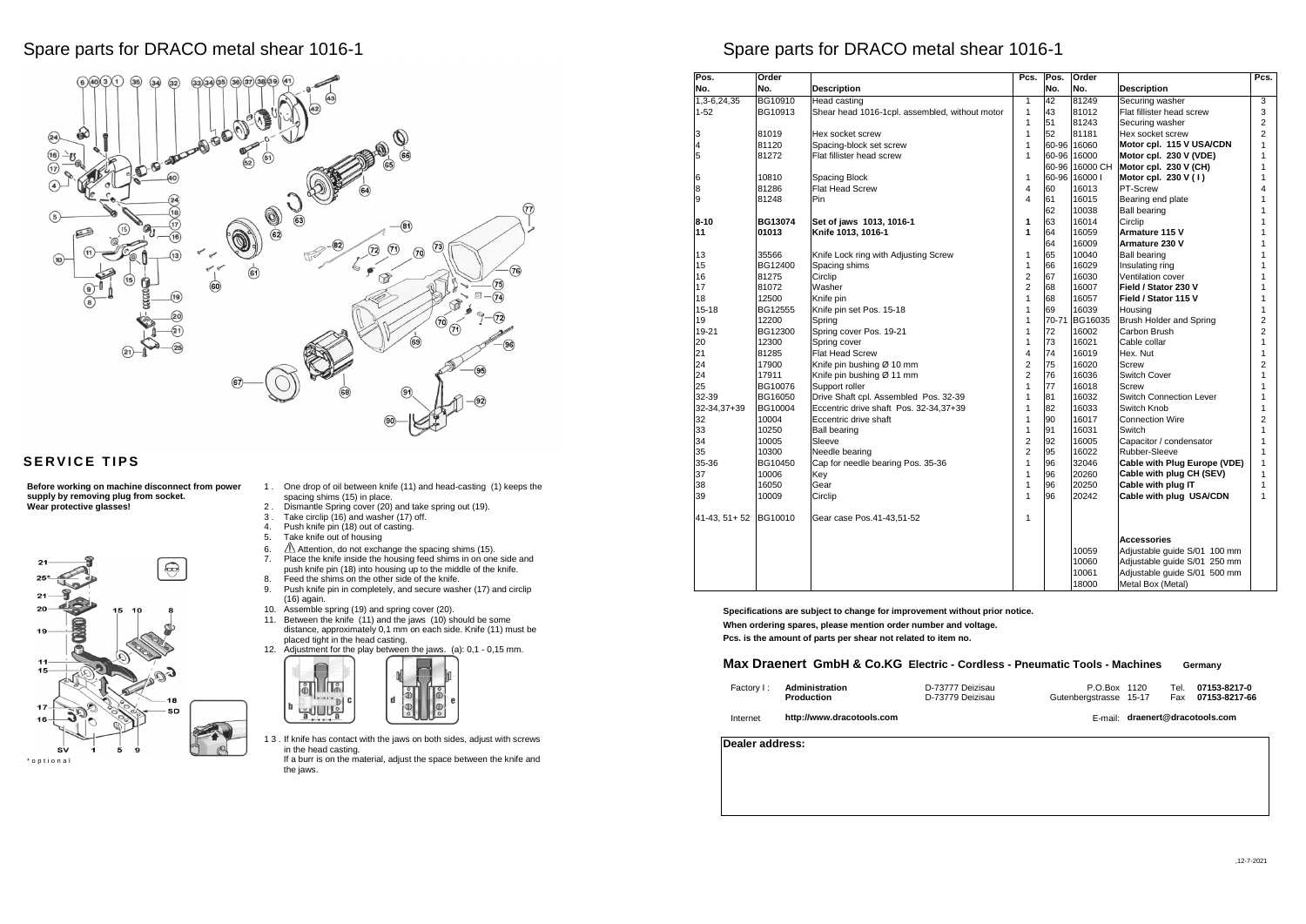# Spare parts for DRACO metal shear 1016-1

1 3 4 5 6 8 9 10 11 13 15 16 17 18 19 20 21 24 25 32 33 34 35 36 37 38 39 40 41 42 43 51 52 60 61 62 63 64 65 66 67 68 69 70 71 72 73 74 75 76 77 81 82 90 91 92 95 96

## SERVICE TIPS

**Before working on machine disconnect from power supply by removing plug from socket.**
**Wear protective glasses!**

21
25*
21
20
15 10 8
19
11
15
18
SD
17
16
SV 1 5 9

\* o p t i o n a l

1. One drop of oil between knife (11) and head-casting (1) keeps the spacing shims (15) in place.
2. Dismantle Spring cover (20) and take spring out (19).
3. Take circlip (16) and washer (17) off.
4. Push knife pin (18) out of casting.
5. Take knife out of housing
6. ⚠ Attention, do not exchange the spacing shims (15).
7. Place the knife inside the housing feed shims in on one side and push knife pin (18) into housing up to the middle of the knife.
8. Feed the shims on the other side of the knife.
9. Push knife pin in completely, and secure washer (17) and circlip (16) again.
10. Assemble spring (19) and spring cover (20).
11. Between the knife (11) and the jaws (10) should be some distance, approximately 0,1 mm on each side. Knife (11) must be placed tight in the head casting.
12. Adjustment for the play between the jaws. (a): 0,1 - 0,15 mm.

b c a d e

13. If knife has contact with the jaws on both sides, adjust with screws in the head casting.
    If a burr is on the material, adjust the space between the knife and the jaws.

# Spare parts for DRACO metal shear 1016-1

| Pos. No. | Order No. | Description | Pcs. | Pos. No. | Order No. | Description | Pcs. |
|---|---|---|---|---|---|---|---|
| 1,3-6,24,35 | BG10910 | Head casting | 1 | 42 | 81249 | Securing washer | 3 |
| 1-52 | BG10913 | Shear head 1016-1cpl. assembled, without motor | 1 | 43 | 81012 | Flat fillister head screw | 3 |
| | | | 1 | 51 | 81243 | Securing washer | 2 |
| 3 | 81019 | Hex socket screw | 1 | 52 | 81181 | Hex socket screw | 2 |
| 4 | 81120 | Spacing-block set screw | 1 | 60-96 | 16060 | **Motor cpl. 115 V USA/CDN** | 1 |
| 5 | 81272 | Flat fillister head screw | 1 | 60-96 | 16000 | **Motor cpl. 230 V (VDE)** | 1 |
| | | | | 60-96 | 16000 CH | **Motor cpl. 230 V (CH)** | 1 |
| 6 | 10810 | Spacing Block | 1 | 60-96 | 16000 I | **Motor cpl. 230 V ( I )** | 1 |
| 8 | 81286 | Flat Head Screw | 4 | 60 | 16013 | PT-Screw | 4 |
| 9 | 81248 | Pin | 4 | 61 | 16015 | Bearing end plate | 1 |
| | | | | 62 | 10038 | Ball bearing | 1 |
| **8-10** | **BG13074** | **Set of jaws 1013, 1016-1** | **1** | 63 | 16014 | Circlip | 1 |
| **11** | **01013** | **Knife 1013, 1016-1** | **1** | 64 | 16059 | **Armature 115 V** | 1 |
| | | | | 64 | 16009 | **Armature 230 V** | 1 |
| 13 | 35566 | Knife Lock ring with Adjusting Screw | 1 | 65 | 10040 | Ball bearing | 1 |
| 15 | BG12400 | Spacing shims | 1 | 66 | 16029 | Insulating ring | 1 |
| 16 | 81275 | Circlip | 2 | 67 | 16030 | Ventilation cover | 1 |
| 17 | 81072 | Washer | 2 | 68 | 16007 | **Field / Stator 230 V** | 1 |
| 18 | 12500 | Knife pin | 1 | 68 | 16057 | **Field / Stator 115 V** | 1 |
| 15-18 | BG12555 | Knife pin set Pos. 15-18 | 1 | 69 | 16039 | Housing | 1 |
| 19 | 12200 | Spring | 1 | 70-71 | BG16035 | Brush Holder and Spring | 2 |
| 19-21 | BG12300 | Spring cover Pos. 19-21 | 1 | 72 | 16002 | Carbon Brush | 2 |
| 20 | 12300 | Spring cover | 1 | 73 | 16021 | Cable collar | 1 |
| 21 | 81285 | Flat Head Screw | 4 | 74 | 16019 | Hex. Nut | 1 |
| 24 | 17900 | Knife pin bushing Ø 10 mm | 2 | 75 | 16020 | Screw | 2 |
| 24 | 17911 | Knife pin bushing Ø 11 mm | 2 | 76 | 16036 | Switch Cover | 1 |
| 25 | BG10076 | Support roller | 1 | 77 | 16018 | Screw | 1 |
| 32-39 | BG16050 | Drive Shaft cpl. Assembled Pos. 32-39 | 1 | 81 | 16032 | Switch Connection Lever | 1 |
| 32-34,37+39 | BG10004 | Eccentric drive shaft Pos. 32-34,37+39 | 1 | 82 | 16033 | Switch Knob | 1 |
| 32 | 10004 | Eccentric drive shaft | 1 | 90 | 16017 | Connection Wire | 2 |
| 33 | 10250 | Ball bearing | 1 | 91 | 16031 | Switch | 1 |
| 34 | 10005 | Sleeve | 2 | 92 | 16005 | Capacitor / condensator | 1 |
| 35 | 10300 | Needle bearing | 2 | 95 | 16022 | Rubber-Sleeve | 1 |
| 35-36 | BG10450 | Cap for needle bearing Pos. 35-36 | 1 | 96 | 32046 | **Cable with Plug Europe (VDE)** | 1 |
| 37 | 10006 | Key | 1 | 96 | 20260 | **Cable with plug CH (SEV)** | 1 |
| 38 | 16050 | Gear | 1 | 96 | 20250 | **Cable with plug IT** | 1 |
| 39 | 10009 | Circlip | 1 | 96 | 20242 | **Cable with plug USA/CDN** | 1 |
| 41-43, 51+ 52 | BG10010 | Gear case Pos.41-43,51-52 | 1 | | | | |
| | | | | | | **Accessories** | |
| | | | | | 10059 | Adjustable guide S/01 100 mm | |
| | | | | | 10060 | Adjustable guide S/01 250 mm | |
| | | | | | 10061 | Adjustable guide S/01 500 mm | |
| | | | | | 18000 | Metal Box (Metal) | |

**Specifications are subject to change for improvement without prior notice.**
**When ordering spares, please mention order number and voltage.**
**Pcs. is the amount of parts per shear not related to item no.**

## Max Draenert GmbH & Co.KG Electric - Cordless - Pneumatic Tools - Machines Germany

| | | | | |
|---|---|---|---|---|
| Factory I : | **Administration** | D-73777 Deizisau | P.O.Box 1120 | Tel. **07153-8217-0** |
| | **Production** | D-73779 Deizisau | Gutenbergstrasse 15-17 | Fax **07153-8217-66** |
| Internet | **http://www.dracotools.com** | | | E-mail: **draenert@dracotools.com** |

**Dealer address:**

,12-7-2021